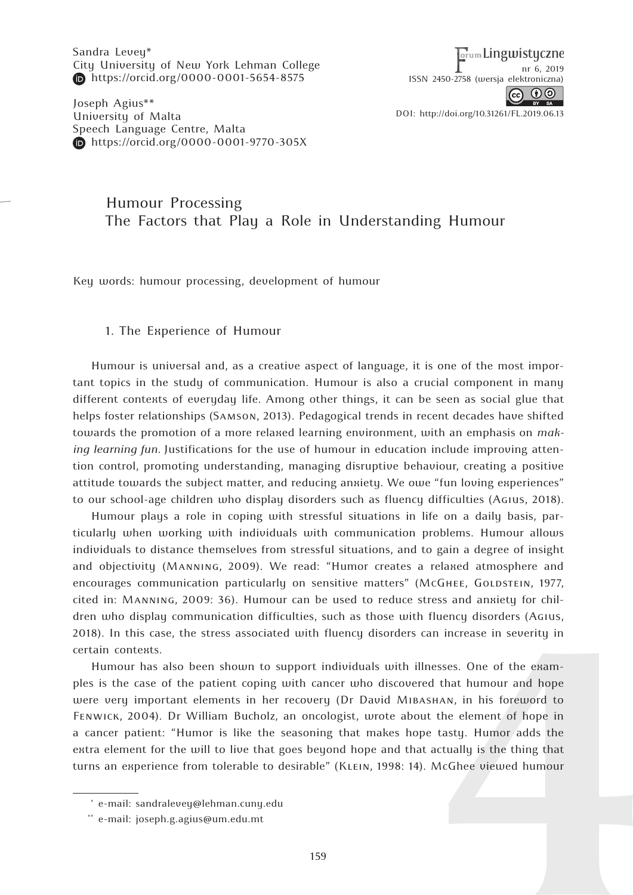Sandra Levey*
City University of New York Lehman College
https://orcid.org/0000-0001-5654-8575

Joseph Agius**
University of Malta
Speech Language Centre, Malta
https://orcid.org/0000-0001-9770-305X

# Humour Processing
## The Factors that Play a Role in Understanding Humour

Key words: humour processing, development of humour

### 1. The Experience of Humour

Humour is universal and, as a creative aspect of language, it is one of the most important topics in the study of communication. Humour is also a crucial component in many different contexts of everyday life. Among other things, it can be seen as social glue that helps foster relationships (Samson, 2013). Pedagogical trends in recent decades have shifted towards the promotion of a more relaxed learning environment, with an emphasis on *making learning fun.* Justifications for the use of humour in education include improving attention control, promoting understanding, managing disruptive behaviour, creating a positive attitude towards the subject matter, and reducing anxiety. We owe "fun loving experiences" to our school-age children who display disorders such as fluency difficulties (Agius, 2018).

Humour plays a role in coping with stressful situations in life on a daily basis, particularly when working with individuals with communication problems. Humour allows individuals to distance themselves from stressful situations, and to gain a degree of insight and objectivity (Manning, 2009). We read: "Humor creates a relaxed atmosphere and encourages communication particularly on sensitive matters" (McGhee, Goldstein, 1977, cited in: Manning, 2009: 36). Humour can be used to reduce stress and anxiety for children who display communication difficulties, such as those with fluency disorders (Agius, 2018). In this case, the stress associated with fluency disorders can increase in severity in certain contexts.

Humour has also been shown to support individuals with illnesses. One of the examples is the case of the patient coping with cancer who discovered that humour and hope were very important elements in her recovery (Dr David Mibashan, in his foreword to Fenwick, 2004). Dr William Bucholz, an oncologist, wrote about the element of hope in a cancer patient: "Humor is like the seasoning that makes hope tasty. Humor adds the extra element for the will to live that goes beyond hope and that actually is the thing that turns an experience from tolerable to desirable" (Klein, 1998: 14). McGhee viewed humour

---

\* e-mail: sandralevey@lehman.cuny.edu

\** e-mail: joseph.g.agius@um.edu.mt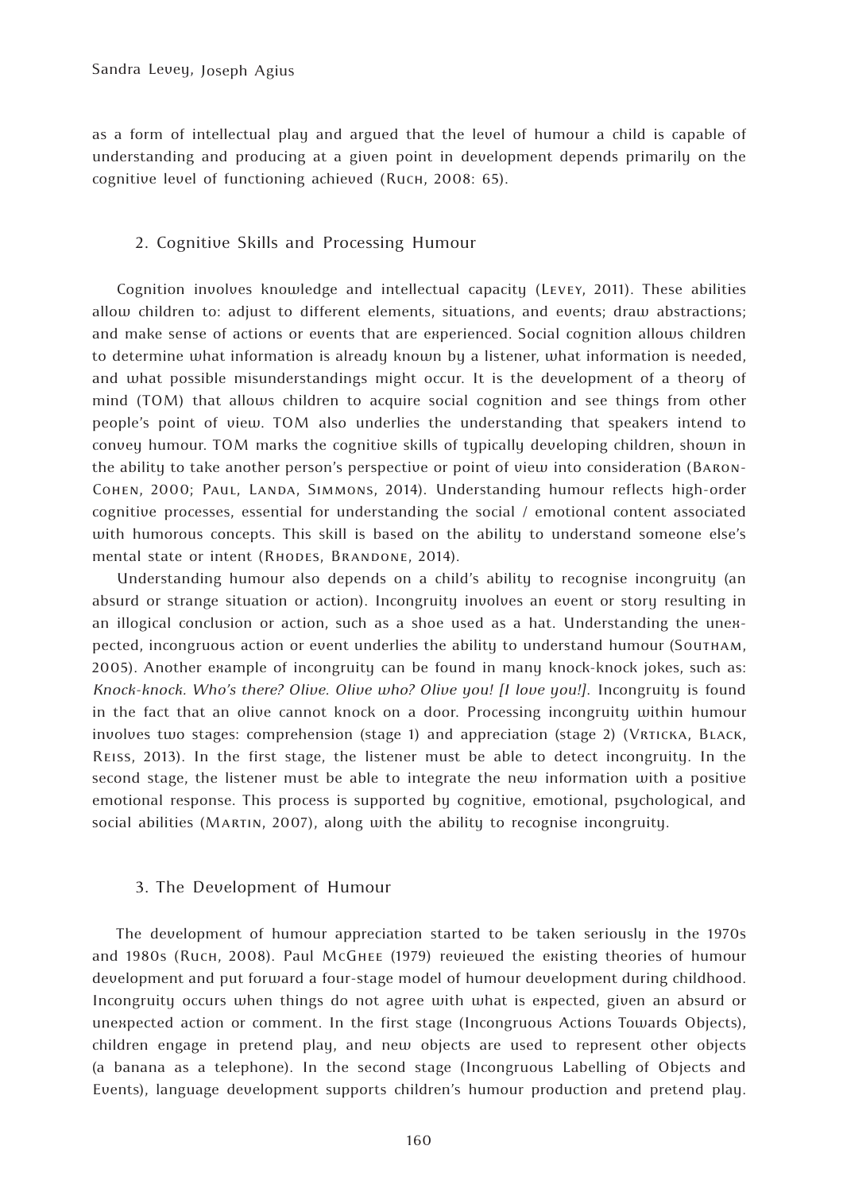as a form of intellectual play and argued that the level of humour a child is capable of understanding and producing at a given point in development depends primarily on the cognitive level of functioning achieved (Ruch, 2008: 65).

## 2. Cognitive Skills and Processing Humour

Cognition involves knowledge and intellectual capacity (Levey, 2011). These abilities allow children to: adjust to different elements, situations, and events; draw abstractions; and make sense of actions or events that are experienced. Social cognition allows children to determine what information is already known by a listener, what information is needed, and what possible misunderstandings might occur. It is the development of a theory of mind (TOM) that allows children to acquire social cognition and see things from other people's point of view. TOM also underlies the understanding that speakers intend to convey humour. TOM marks the cognitive skills of typically developing children, shown in the ability to take another person's perspective or point of view into consideration (Baron-Cohen, 2000; Paul, Landa, Simmons, 2014). Understanding humour reflects high-order cognitive processes, essential for understanding the social / emotional content associated with humorous concepts. This skill is based on the ability to understand someone else's mental state or intent (Rhodes, Brandone, 2014).

Understanding humour also depends on a child's ability to recognise incongruity (an absurd or strange situation or action). Incongruity involves an event or story resulting in an illogical conclusion or action, such as a shoe used as a hat. Understanding the unexpected, incongruous action or event underlies the ability to understand humour (Southam, 2005). Another example of incongruity can be found in many knock-knock jokes, such as: *Knock-knock. Who's there? Olive. Olive who? Olive you! [I love you!].* Incongruity is found in the fact that an olive cannot knock on a door. Processing incongruity within humour involves two stages: comprehension (stage 1) and appreciation (stage 2) (Vrticka, Black, Reiss, 2013). In the first stage, the listener must be able to detect incongruity. In the second stage, the listener must be able to integrate the new information with a positive emotional response. This process is supported by cognitive, emotional, psychological, and social abilities (Martin, 2007), along with the ability to recognise incongruity.

## 3. The Development of Humour

The development of humour appreciation started to be taken seriously in the 1970s and 1980s (Ruch, 2008). Paul McGhee (1979) reviewed the existing theories of humour development and put forward a four-stage model of humour development during childhood. Incongruity occurs when things do not agree with what is expected, given an absurd or unexpected action or comment. In the first stage (Incongruous Actions Towards Objects), children engage in pretend play, and new objects are used to represent other objects (a banana as a telephone). In the second stage (Incongruous Labelling of Objects and Events), language development supports children's humour production and pretend play.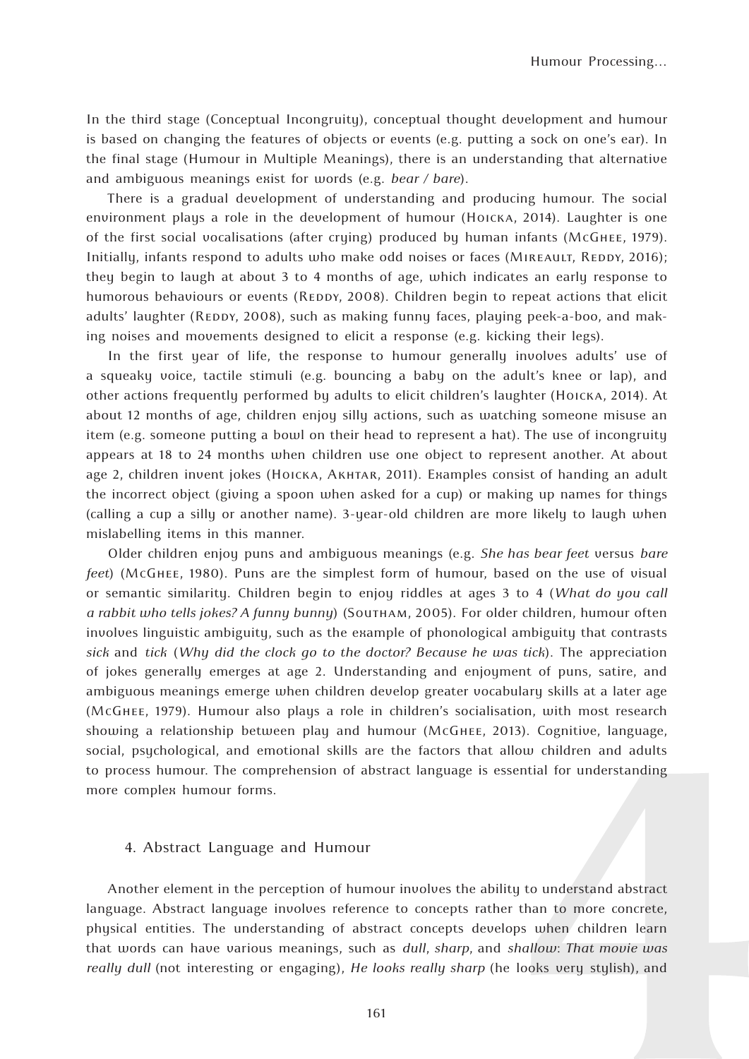In the third stage (Conceptual Incongruity), conceptual thought development and humour is based on changing the features of objects or events (e.g. putting a sock on one's ear). In the final stage (Humour in Multiple Meanings), there is an understanding that alternative and ambiguous meanings exist for words (e.g. *bear / bare*).

There is a gradual development of understanding and producing humour. The social environment plays a role in the development of humour (Hoicka, 2014). Laughter is one of the first social vocalisations (after crying) produced by human infants (McGhee, 1979). Initially, infants respond to adults who make odd noises or faces (Mireault, Reddy, 2016); they begin to laugh at about 3 to 4 months of age, which indicates an early response to humorous behaviours or events (Reddy, 2008). Children begin to repeat actions that elicit adults' laughter (Reddy, 2008), such as making funny faces, playing peek-a-boo, and making noises and movements designed to elicit a response (e.g. kicking their legs).

In the first year of life, the response to humour generally involves adults' use of a squeaky voice, tactile stimuli (e.g. bouncing a baby on the adult's knee or lap), and other actions frequently performed by adults to elicit children's laughter (Hoicka, 2014). At about 12 months of age, children enjoy silly actions, such as watching someone misuse an item (e.g. someone putting a bowl on their head to represent a hat). The use of incongruity appears at 18 to 24 months when children use one object to represent another. At about age 2, children invent jokes (Hoicka, Akhtar, 2011). Examples consist of handing an adult the incorrect object (giving a spoon when asked for a cup) or making up names for things (calling a cup a silly or another name). 3-year-old children are more likely to laugh when mislabelling items in this manner.

Older children enjoy puns and ambiguous meanings (e.g. *She has bear feet* versus *bare feet*) (McGhee, 1980). Puns are the simplest form of humour, based on the use of visual or semantic similarity. Children begin to enjoy riddles at ages 3 to 4 (*What do you call a rabbit who tells jokes? A funny bunny*) (Southam, 2005). For older children, humour often involves linguistic ambiguity, such as the example of phonological ambiguity that contrasts *sick* and *tick* (*Why did the clock go to the doctor? Because he was tick*). The appreciation of jokes generally emerges at age 2. Understanding and enjoyment of puns, satire, and ambiguous meanings emerge when children develop greater vocabulary skills at a later age (McGhee, 1979). Humour also plays a role in children's socialisation, with most research showing a relationship between play and humour (McGhee, 2013). Cognitive, language, social, psychological, and emotional skills are the factors that allow children and adults to process humour. The comprehension of abstract language is essential for understanding more complex humour forms.

## 4. Abstract Language and Humour

Another element in the perception of humour involves the ability to understand abstract language. Abstract language involves reference to concepts rather than to more concrete, physical entities. The understanding of abstract concepts develops when children learn that words can have various meanings, such as *dull*, *sharp*, and *shallow*: *That movie was really dull* (not interesting or engaging), *He looks really sharp* (he looks very stylish), and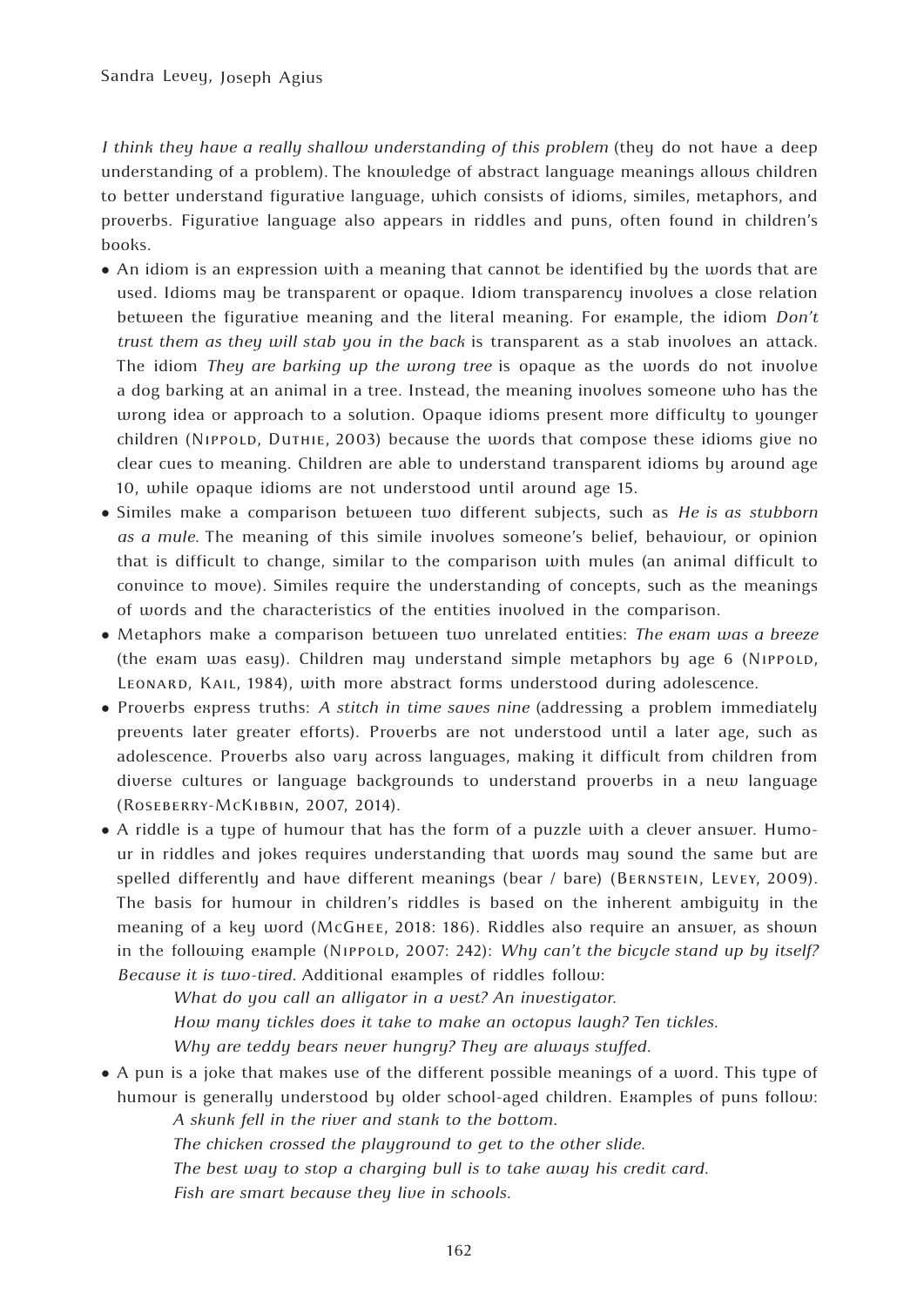*I think they have a really shallow understanding of this problem* (they do not have a deep understanding of a problem). The knowledge of abstract language meanings allows children to better understand figurative language, which consists of idioms, similes, metaphors, and proverbs. Figurative language also appears in riddles and puns, often found in children's books.

- An idiom is an expression with a meaning that cannot be identified by the words that are used. Idioms may be transparent or opaque. Idiom transparency involves a close relation between the figurative meaning and the literal meaning. For example, the idiom *Don't trust them as they will stab you in the back* is transparent as a stab involves an attack. The idiom *They are barking up the wrong tree* is opaque as the words do not involve a dog barking at an animal in a tree. Instead, the meaning involves someone who has the wrong idea or approach to a solution. Opaque idioms present more difficulty to younger children (Nippold, Duthie, 2003) because the words that compose these idioms give no clear cues to meaning. Children are able to understand transparent idioms by around age 10, while opaque idioms are not understood until around age 15.
- Similes make a comparison between two different subjects, such as *He is as stubborn as a mule.* The meaning of this simile involves someone's belief, behaviour, or opinion that is difficult to change, similar to the comparison with mules (an animal difficult to convince to move). Similes require the understanding of concepts, such as the meanings of words and the characteristics of the entities involved in the comparison.
- Metaphors make a comparison between two unrelated entities: *The exam was a breeze* (the exam was easy). Children may understand simple metaphors by age 6 (Nippold, Leonard, Kail, 1984), with more abstract forms understood during adolescence.
- Proverbs express truths: *A stitch in time saves nine* (addressing a problem immediately prevents later greater efforts). Proverbs are not understood until a later age, such as adolescence. Proverbs also vary across languages, making it difficult from children from diverse cultures or language backgrounds to understand proverbs in a new language (Roseberry-McKibbin, 2007, 2014).
- A riddle is a type of humour that has the form of a puzzle with a clever answer. Humour in riddles and jokes requires understanding that words may sound the same but are spelled differently and have different meanings (bear / bare) (Bernstein, Levey, 2009). The basis for humour in children's riddles is based on the inherent ambiguity in the meaning of a key word (McGhee, 2018: 186). Riddles also require an answer, as shown in the following example (Nippold, 2007: 242): *Why can't the bicycle stand up by itself? Because it is two-tired.* Additional examples of riddles follow:

  *What do you call an alligator in a vest? An investigator.*
  *How many tickles does it take to make an octopus laugh? Ten tickles.*
  *Why are teddy bears never hungry? They are always stuffed.*
- A pun is a joke that makes use of the different possible meanings of a word. This type of humour is generally understood by older school-aged children. Examples of puns follow:

  *A skunk fell in the river and stank to the bottom.*
  *The chicken crossed the playground to get to the other slide.*
  *The best way to stop a charging bull is to take away his credit card.*
  *Fish are smart because they live in schools.*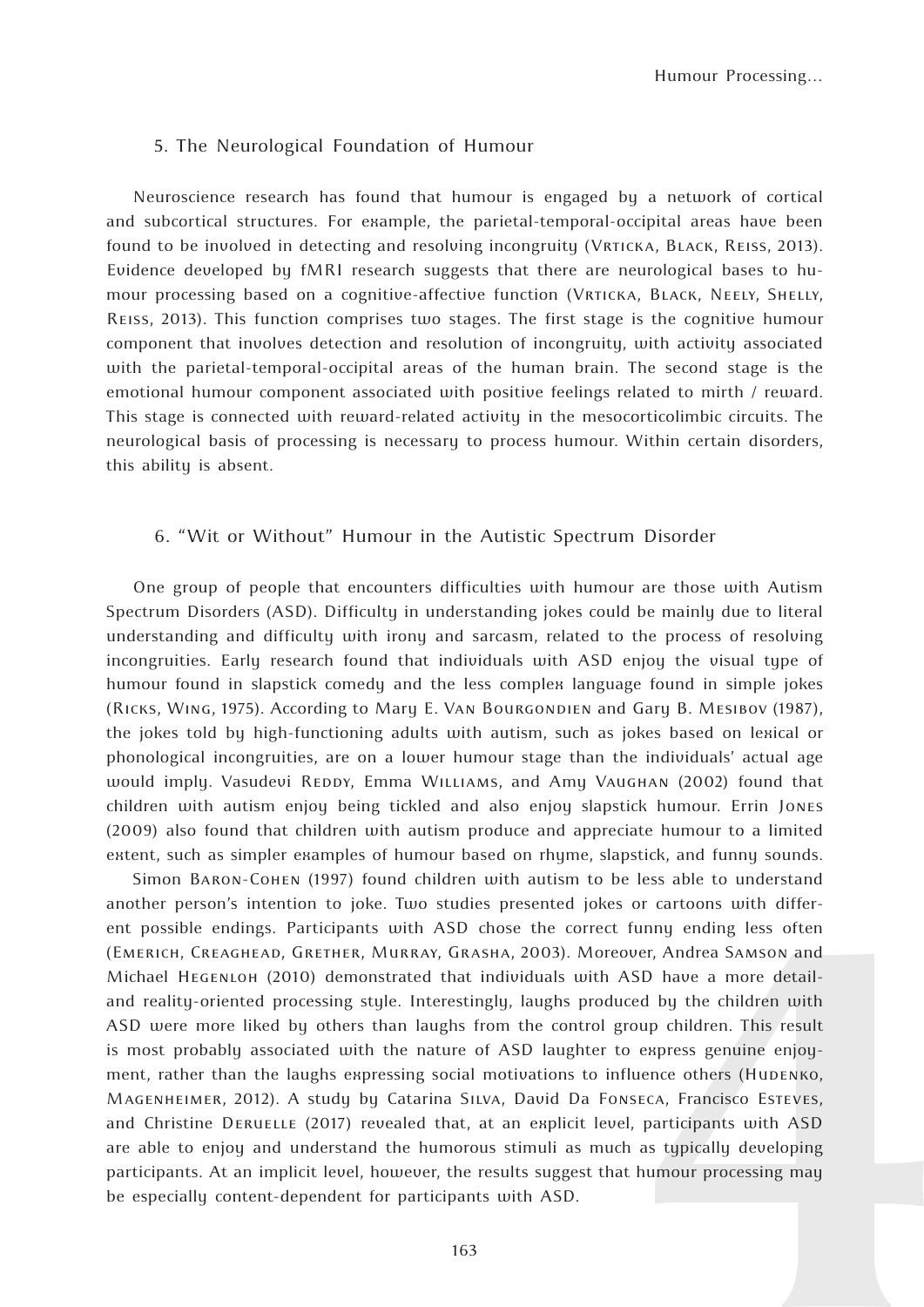## 5. The Neurological Foundation of Humour

Neuroscience research has found that humour is engaged by a network of cortical and subcortical structures. For example, the parietal-temporal-occipital areas have been found to be involved in detecting and resolving incongruity (Vrticka, Black, Reiss, 2013). Evidence developed by fMRI research suggests that there are neurological bases to humour processing based on a cognitive-affective function (Vrticka, Black, Neely, Shelly, Reiss, 2013). This function comprises two stages. The first stage is the cognitive humour component that involves detection and resolution of incongruity, with activity associated with the parietal-temporal-occipital areas of the human brain. The second stage is the emotional humour component associated with positive feelings related to mirth / reward. This stage is connected with reward-related activity in the mesocorticolimbic circuits. The neurological basis of processing is necessary to process humour. Within certain disorders, this ability is absent.

## 6. "Wit or Without" Humour in the Autistic Spectrum Disorder

One group of people that encounters difficulties with humour are those with Autism Spectrum Disorders (ASD). Difficulty in understanding jokes could be mainly due to literal understanding and difficulty with irony and sarcasm, related to the process of resolving incongruities. Early research found that individuals with ASD enjoy the visual type of humour found in slapstick comedy and the less complex language found in simple jokes (Ricks, Wing, 1975). According to Mary E. Van Bourgondien and Gary B. Mesibov (1987), the jokes told by high-functioning adults with autism, such as jokes based on lexical or phonological incongruities, are on a lower humour stage than the individuals' actual age would imply. Vasudevi Reddy, Emma Williams, and Amy Vaughan (2002) found that children with autism enjoy being tickled and also enjoy slapstick humour. Errin Jones (2009) also found that children with autism produce and appreciate humour to a limited extent, such as simpler examples of humour based on rhyme, slapstick, and funny sounds.

Simon Baron-Cohen (1997) found children with autism to be less able to understand another person's intention to joke. Two studies presented jokes or cartoons with different possible endings. Participants with ASD chose the correct funny ending less often (Emerich, Creaghead, Grether, Murray, Grasha, 2003). Moreover, Andrea Samson and Michael Hegenloh (2010) demonstrated that individuals with ASD have a more detail- and reality-oriented processing style. Interestingly, laughs produced by the children with ASD were more liked by others than laughs from the control group children. This result is most probably associated with the nature of ASD laughter to express genuine enjoyment, rather than the laughs expressing social motivations to influence others (Hudenko, Magenheimer, 2012). A study by Catarina Silva, David Da Fonseca, Francisco Esteves, and Christine Deruelle (2017) revealed that, at an explicit level, participants with ASD are able to enjoy and understand the humorous stimuli as much as typically developing participants. At an implicit level, however, the results suggest that humour processing may be especially content-dependent for participants with ASD.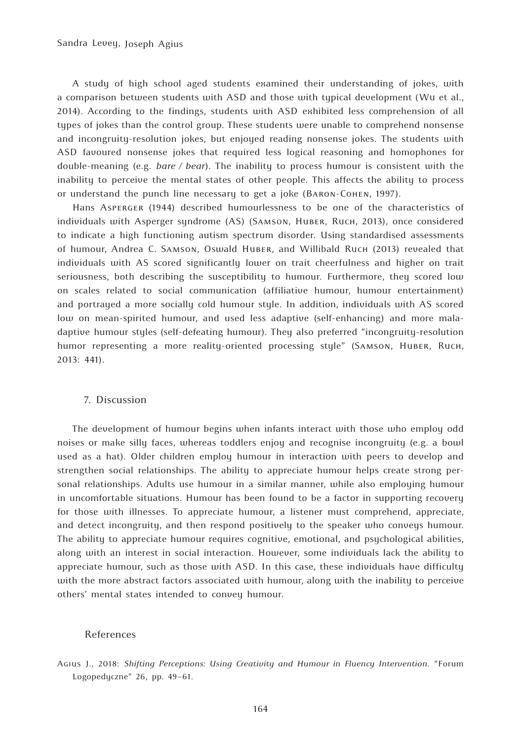A study of high school aged students examined their understanding of jokes, with a comparison between students with ASD and those with typical development (Wu et al., 2014). According to the findings, students with ASD exhibited less comprehension of all types of jokes than the control group. These students were unable to comprehend nonsense and incongruity-resolution jokes, but enjoyed reading nonsense jokes. The students with ASD favoured nonsense jokes that required less logical reasoning and homophones for double-meaning (e.g. *bare / bear*). The inability to process humour is consistent with the inability to perceive the mental states of other people. This affects the ability to process or understand the punch line necessary to get a joke (Baron-Cohen, 1997).

Hans Asperger (1944) described humourlessness to be one of the characteristics of individuals with Asperger syndrome (AS) (Samson, Huber, Ruch, 2013), once considered to indicate a high functioning autism spectrum disorder. Using standardised assessments of humour, Andrea C. Samson, Oswald Huber, and Willibald Ruch (2013) revealed that individuals with AS scored significantly lower on trait cheerfulness and higher on trait seriousness, both describing the susceptibility to humour. Furthermore, they scored low on scales related to social communication (affiliative humour, humour entertainment) and portrayed a more socially cold humour style. In addition, individuals with AS scored low on mean-spirited humour, and used less adaptive (self-enhancing) and more maladaptive humour styles (self-defeating humour). They also preferred "incongruity-resolution humor representing a more reality-oriented processing style" (Samson, Huber, Ruch, 2013: 441).

## 7. Discussion

The development of humour begins when infants interact with those who employ odd noises or make silly faces, whereas toddlers enjoy and recognise incongruity (e.g. a bowl used as a hat). Older children employ humour in interaction with peers to develop and strengthen social relationships. The ability to appreciate humour helps create strong personal relationships. Adults use humour in a similar manner, while also employing humour in uncomfortable situations. Humour has been found to be a factor in supporting recovery for those with illnesses. To appreciate humour, a listener must comprehend, appreciate, and detect incongruity, and then respond positively to the speaker who conveys humour. The ability to appreciate humour requires cognitive, emotional, and psychological abilities, along with an interest in social interaction. However, some individuals lack the ability to appreciate humour, such as those with ASD. In this case, these individuals have difficulty with the more abstract factors associated with humour, along with the inability to perceive others' mental states intended to convey humour.

## References

Agius J., 2018: *Shifting Perceptions: Using Creativity and Humour in Fluency Intervention.* "Forum Logopedyczne" 26, pp. 49–61.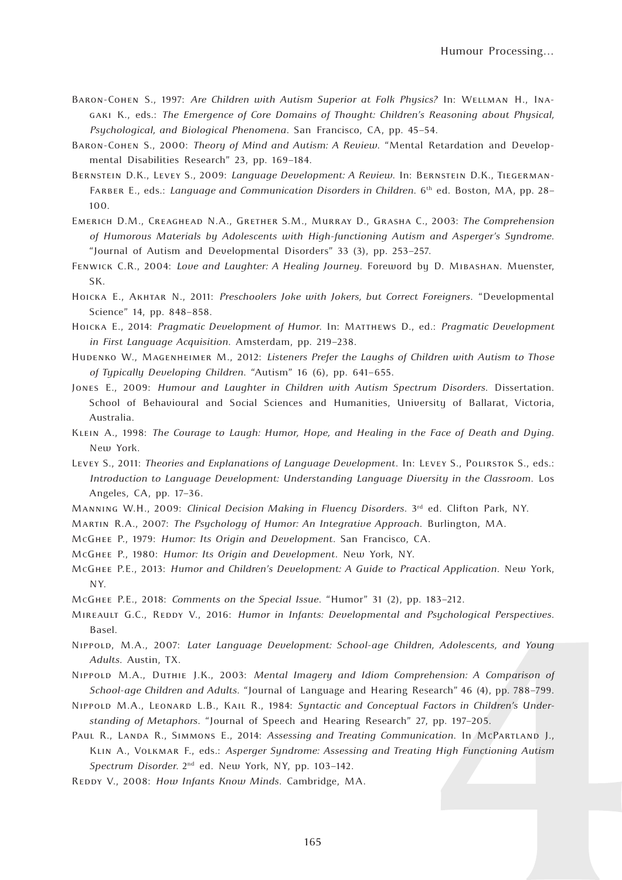Baron-Cohen S., 1997: *Are Children with Autism Superior at Folk Physics?* In: Wellman H., Inagaki K., eds.: *The Emergence of Core Domains of Thought: Children's Reasoning about Physical, Psychological, and Biological Phenomena*. San Francisco, CA, pp. 45–54.

Baron-Cohen S., 2000: *Theory of Mind and Autism: A Review*. "Mental Retardation and Developmental Disabilities Research" 23, pp. 169–184.

Bernstein D.K., Levey S., 2009: *Language Development: A Review*. In: Bernstein D.K., Tiegerman-Farber E., eds.: *Language and Communication Disorders in Children*. 6th ed. Boston, MA, pp. 28–100.

Emerich D.M., Creaghead N.A., Grether S.M., Murray D., Grasha C., 2003: *The Comprehension of Humorous Materials by Adolescents with High-functioning Autism and Asperger's Syndrome*. "Journal of Autism and Developmental Disorders" 33 (3), pp. 253–257.

Fenwick C.R., 2004: *Love and Laughter: A Healing Journey*. Foreword by D. Mibashan. Muenster, SK.

Hoicka E., Akhtar N., 2011: *Preschoolers Joke with Jokers, but Correct Foreigners*. "Developmental Science" 14, pp. 848–858.

Hoicka E., 2014: *Pragmatic Development of Humor*. In: Matthews D., ed.: *Pragmatic Development in First Language Acquisition*. Amsterdam, pp. 219–238.

Hudenko W., Magenheimer M., 2012: *Listeners Prefer the Laughs of Children with Autism to Those of Typically Developing Children*. "Autism" 16 (6), pp. 641–655.

Jones E., 2009: *Humour and Laughter in Children with Autism Spectrum Disorders*. Dissertation. School of Behavioural and Social Sciences and Humanities, University of Ballarat, Victoria, Australia.

Klein A., 1998: *The Courage to Laugh: Humor, Hope, and Healing in the Face of Death and Dying*. New York.

Levey S., 2011: *Theories and Explanations of Language Development*. In: Levey S., Polirstok S., eds.: *Introduction to Language Development: Understanding Language Diversity in the Classroom*. Los Angeles, CA, pp. 17–36.

Manning W.H., 2009: *Clinical Decision Making in Fluency Disorders*. 3rd ed. Clifton Park, NY.

Martin R.A., 2007: *The Psychology of Humor: An Integrative Approach*. Burlington, MA.

McGhee P., 1979: *Humor: Its Origin and Development*. San Francisco, CA.

McGhee P., 1980: *Humor: Its Origin and Development*. New York, NY.

McGhee P.E., 2013: *Humor and Children's Development: A Guide to Practical Application*. New York, NY.

McGhee P.E., 2018: *Comments on the Special Issue*. "Humor" 31 (2), pp. 183–212.

Mireault G.C., Reddy V., 2016: *Humor in Infants: Developmental and Psychological Perspectives*. Basel.

Nippold, M.A., 2007: *Later Language Development: School-age Children, Adolescents, and Young Adults*. Austin, TX.

Nippold M.A., Duthie J.K., 2003: *Mental Imagery and Idiom Comprehension: A Comparison of School-age Children and Adults*. "Journal of Language and Hearing Research" 46 (4), pp. 788–799.

Nippold M.A., Leonard L.B., Kail R., 1984: *Syntactic and Conceptual Factors in Children's Understanding of Metaphors*. "Journal of Speech and Hearing Research" 27, pp. 197–205.

Paul R., Landa R., Simmons E., 2014: *Assessing and Treating Communication*. In McPartland J., Klin A., Volkmar F., eds.: *Asperger Syndrome: Assessing and Treating High Functioning Autism Spectrum Disorder*. 2nd ed. New York, NY, pp. 103–142.

Reddy V., 2008: *How Infants Know Minds*. Cambridge, MA.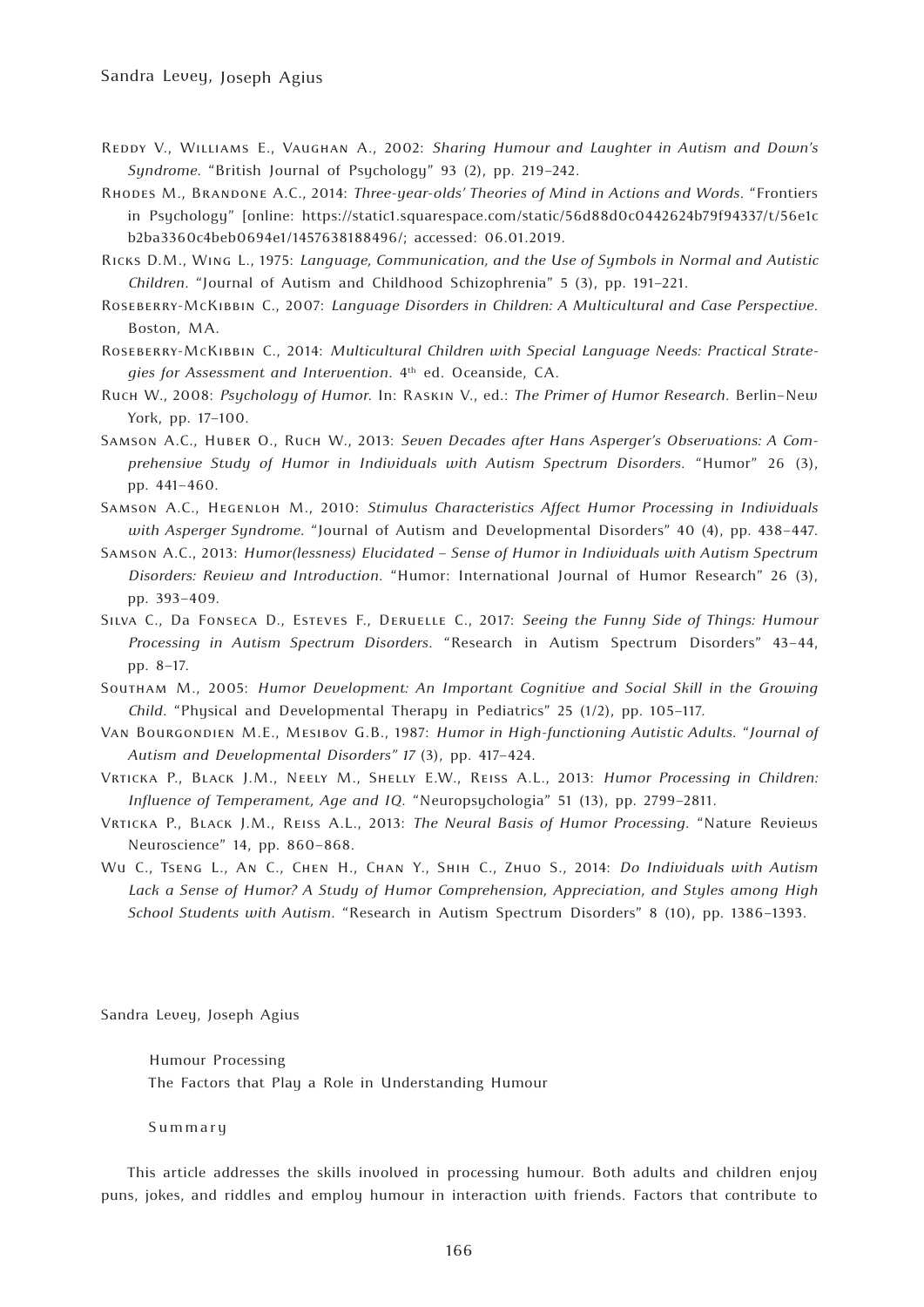Reddy V., Williams E., Vaughan A., 2002: *Sharing Humour and Laughter in Autism and Down's Syndrome*. "British Journal of Psychology" 93 (2), pp. 219–242.

Rhodes M., Brandone A.C., 2014: *Three-year-olds' Theories of Mind in Actions and Words*. "Frontiers in Psychology" [online: https://static1.squarespace.com/static/56d88d0c0442624b79f94337/t/56e1cb2ba3360c4beb0694e1/1457638188496/; accessed: 06.01.2019.

Ricks D.M., Wing L., 1975: *Language, Communication, and the Use of Symbols in Normal and Autistic Children*. "Journal of Autism and Childhood Schizophrenia" 5 (3), pp. 191–221.

Roseberry-McKibbin C., 2007: *Language Disorders in Children: A Multicultural and Case Perspective*. Boston, MA.

Roseberry-McKibbin C., 2014: *Multicultural Children with Special Language Needs: Practical Strategies for Assessment and Intervention*. 4th ed. Oceanside, CA.

Ruch W., 2008: *Psychology of Humor*. In: Raskin V., ed.: *The Primer of Humor Research*. Berlin–New York, pp. 17–100.

Samson A.C., Huber O., Ruch W., 2013: *Seven Decades after Hans Asperger's Observations: A Comprehensive Study of Humor in Individuals with Autism Spectrum Disorders*. "Humor" 26 (3), pp. 441–460.

Samson A.C., Hegenloh M., 2010: *Stimulus Characteristics Affect Humor Processing in Individuals with Asperger Syndrome*. "Journal of Autism and Developmental Disorders" 40 (4), pp. 438–447.

Samson A.C., 2013: *Humor(lessness) Elucidated – Sense of Humor in Individuals with Autism Spectrum Disorders: Review and Introduction*. "Humor: International Journal of Humor Research" 26 (3), pp. 393–409.

Silva C., Da Fonseca D., Esteves F., Deruelle C., 2017: *Seeing the Funny Side of Things: Humour Processing in Autism Spectrum Disorders*. "Research in Autism Spectrum Disorders" 43–44, pp. 8–17.

Southam M., 2005: *Humor Development: An Important Cognitive and Social Skill in the Growing Child*. "Physical and Developmental Therapy in Pediatrics" 25 (1/2), pp. 105–117.

Van Bourgondien M.E., Mesibov G.B., 1987: *Humor in High-functioning Autistic Adults*. "*Journal of Autism and Developmental Disorders" 17* (3), pp. 417–424.

Vrticka P., Black J.M., Neely M., Shelly E.W., Reiss A.L., 2013: *Humor Processing in Children: Influence of Temperament, Age and IQ*. "Neuropsychologia" 51 (13), pp. 2799–2811.

Vrticka P., Black J.M., Reiss A.L., 2013: *The Neural Basis of Humor Processing*. "Nature Reviews Neuroscience" 14, pp. 860–868.

Wu C., Tseng L., An C., Chen H., Chan Y., Shih C., Zhuo S., 2014: *Do Individuals with Autism Lack a Sense of Humor? A Study of Humor Comprehension, Appreciation, and Styles among High School Students with Autism*. "Research in Autism Spectrum Disorders" 8 (10), pp. 1386–1393.

Sandra Levey, Joseph Agius

Humour Processing
The Factors that Play a Role in Understanding Humour

Summary

This article addresses the skills involved in processing humour. Both adults and children enjoy puns, jokes, and riddles and employ humour in interaction with friends. Factors that contribute to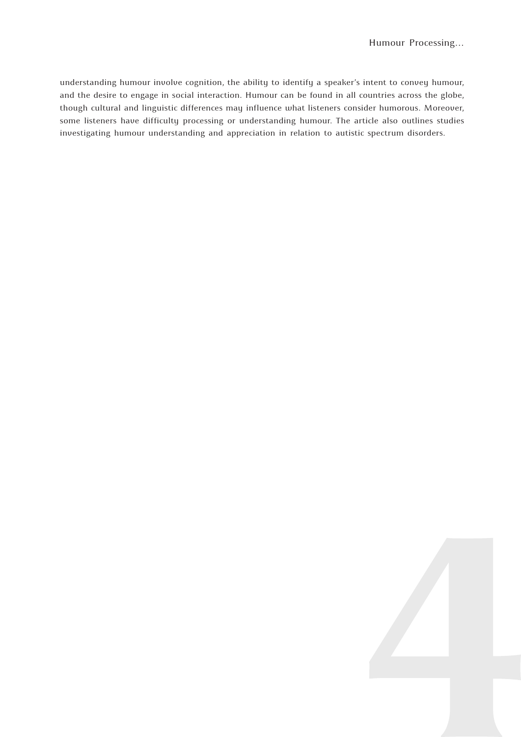understanding humour involve cognition, the ability to identify a speaker's intent to convey humour, and the desire to engage in social interaction. Humour can be found in all countries across the globe, though cultural and linguistic differences may influence what listeners consider humorous. Moreover, some listeners have difficulty processing or understanding humour. The article also outlines studies investigating humour understanding and appreciation in relation to autistic spectrum disorders.